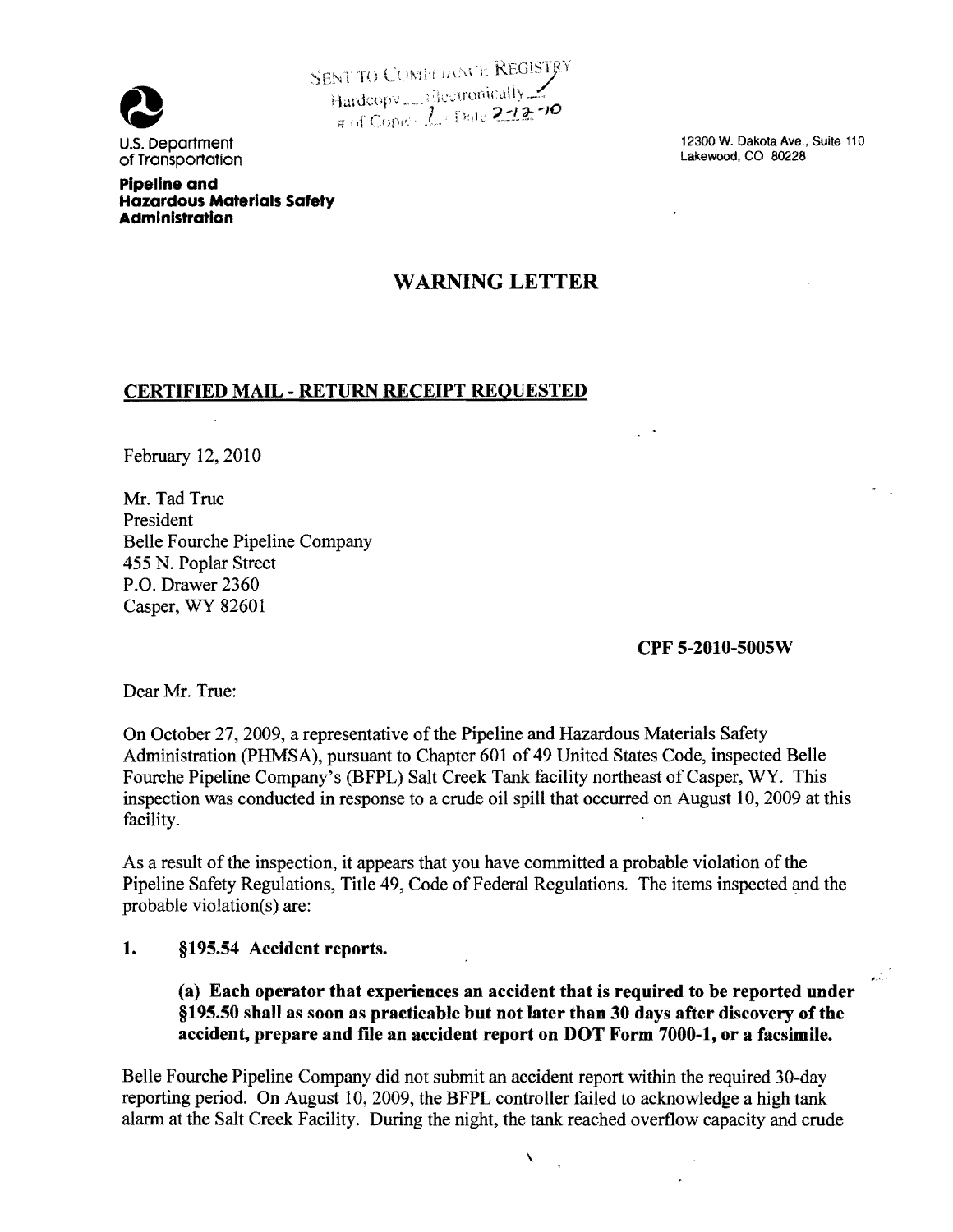SENT TO COMPLIANCE REGISTRY
Hardcopy___ Electronically ✓
# of Copies 1 Date 2-12-10

U.S. Department of Transportation

**Pipeline and Hazardous Materials Safety Administration**

12300 W. Dakota Ave., Suite 110
Lakewood, CO 80228

## WARNING LETTER

**CERTIFIED MAIL - RETURN RECEIPT REQUESTED**

February 12, 2010

Mr. Tad True
President
Belle Fourche Pipeline Company
455 N. Poplar Street
P.O. Drawer 2360
Casper, WY 82601

**CPF 5-2010-5005W**

Dear Mr. True:

On October 27, 2009, a representative of the Pipeline and Hazardous Materials Safety Administration (PHMSA), pursuant to Chapter 601 of 49 United States Code, inspected Belle Fourche Pipeline Company's (BFPL) Salt Creek Tank facility northeast of Casper, WY. This inspection was conducted in response to a crude oil spill that occurred on August 10, 2009 at this facility.

As a result of the inspection, it appears that you have committed a probable violation of the Pipeline Safety Regulations, Title 49, Code of Federal Regulations. The items inspected and the probable violation(s) are:

**1. §195.54 Accident reports.**

**(a) Each operator that experiences an accident that is required to be reported under §195.50 shall as soon as practicable but not later than 30 days after discovery of the accident, prepare and file an accident report on DOT Form 7000-1, or a facsimile.**

Belle Fourche Pipeline Company did not submit an accident report within the required 30-day reporting period. On August 10, 2009, the BFPL controller failed to acknowledge a high tank alarm at the Salt Creek Facility. During the night, the tank reached overflow capacity and crude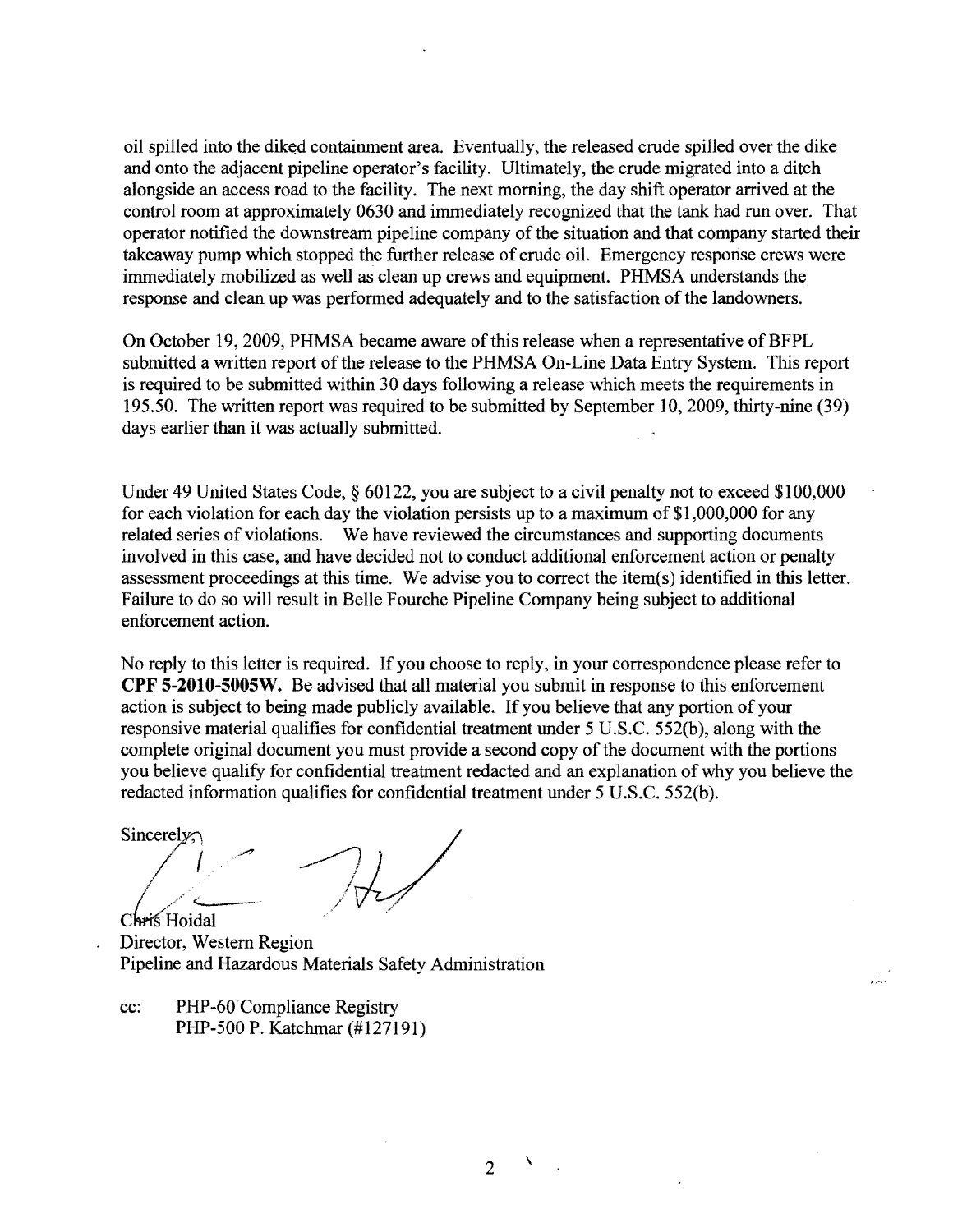oil spilled into the diked containment area. Eventually, the released crude spilled over the dike and onto the adjacent pipeline operator's facility. Ultimately, the crude migrated into a ditch alongside an access road to the facility. The next morning, the day shift operator arrived at the control room at approximately 0630 and immediately recognized that the tank had run over. That operator notified the downstream pipeline company of the situation and that company started their takeaway pump which stopped the further release of crude oil. Emergency response crews were immediately mobilized as well as clean up crews and equipment. PHMSA understands the response and clean up was performed adequately and to the satisfaction of the landowners.

On October 19, 2009, PHMSA became aware of this release when a representative of BFPL submitted a written report of the release to the PHMSA On-Line Data Entry System. This report is required to be submitted within 30 days following a release which meets the requirements in 195.50. The written report was required to be submitted by September 10, 2009, thirty-nine (39) days earlier than it was actually submitted.

Under 49 United States Code, § 60122, you are subject to a civil penalty not to exceed $100,000 for each violation for each day the violation persists up to a maximum of $1,000,000 for any related series of violations. We have reviewed the circumstances and supporting documents involved in this case, and have decided not to conduct additional enforcement action or penalty assessment proceedings at this time. We advise you to correct the item(s) identified in this letter. Failure to do so will result in Belle Fourche Pipeline Company being subject to additional enforcement action.

No reply to this letter is required. If you choose to reply, in your correspondence please refer to **CPF 5-2010-5005W.** Be advised that all material you submit in response to this enforcement action is subject to being made publicly available. If you believe that any portion of your responsive material qualifies for confidential treatment under 5 U.S.C. 552(b), along with the complete original document you must provide a second copy of the document with the portions you believe qualify for confidential treatment redacted and an explanation of why you believe the redacted information qualifies for confidential treatment under 5 U.S.C. 552(b).

Sincerely,

Chris Hoidal
Director, Western Region
Pipeline and Hazardous Materials Safety Administration

cc: PHP-60 Compliance Registry
PHP-500 P. Katchmar (#127191)